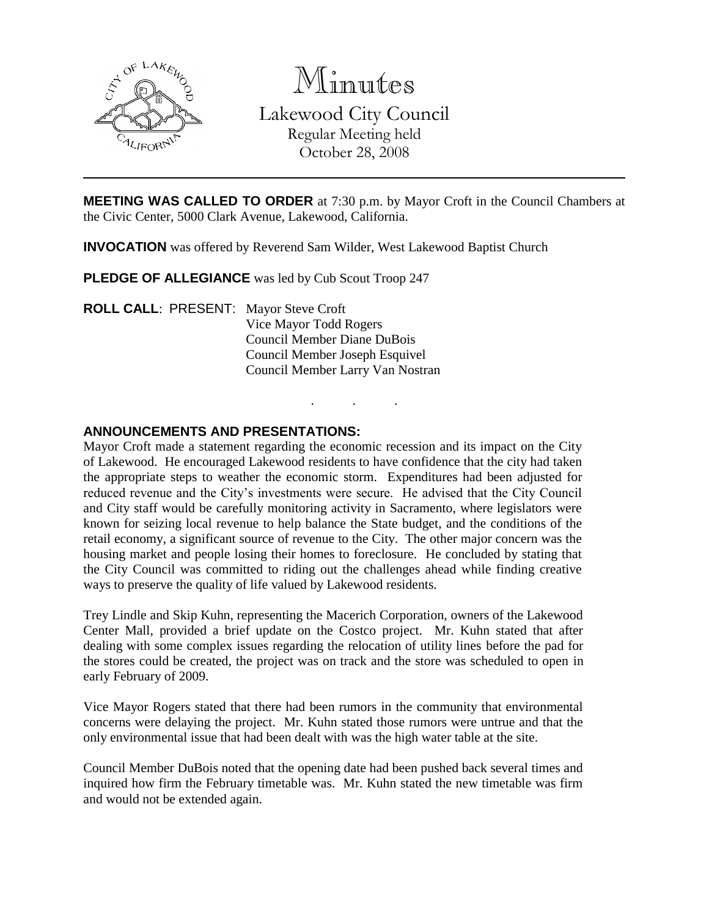# Minutes

Lakewood City Council
Regular Meeting held
October 28, 2008

**MEETING WAS CALLED TO ORDER** at 7:30 p.m. by Mayor Croft in the Council Chambers at the Civic Center, 5000 Clark Avenue, Lakewood, California.

**INVOCATION** was offered by Reverend Sam Wilder, West Lakewood Baptist Church

**PLEDGE OF ALLEGIANCE** was led by Cub Scout Troop 247

**ROLL CALL**: PRESENT: Mayor Steve Croft
Vice Mayor Todd Rogers
Council Member Diane DuBois
Council Member Joseph Esquivel
Council Member Larry Van Nostran

. . .

**ANNOUNCEMENTS AND PRESENTATIONS:**

Mayor Croft made a statement regarding the economic recession and its impact on the City of Lakewood. He encouraged Lakewood residents to have confidence that the city had taken the appropriate steps to weather the economic storm. Expenditures had been adjusted for reduced revenue and the City's investments were secure. He advised that the City Council and City staff would be carefully monitoring activity in Sacramento, where legislators were known for seizing local revenue to help balance the State budget, and the conditions of the retail economy, a significant source of revenue to the City. The other major concern was the housing market and people losing their homes to foreclosure. He concluded by stating that the City Council was committed to riding out the challenges ahead while finding creative ways to preserve the quality of life valued by Lakewood residents.

Trey Lindle and Skip Kuhn, representing the Macerich Corporation, owners of the Lakewood Center Mall, provided a brief update on the Costco project. Mr. Kuhn stated that after dealing with some complex issues regarding the relocation of utility lines before the pad for the stores could be created, the project was on track and the store was scheduled to open in early February of 2009.

Vice Mayor Rogers stated that there had been rumors in the community that environmental concerns were delaying the project. Mr. Kuhn stated those rumors were untrue and that the only environmental issue that had been dealt with was the high water table at the site.

Council Member DuBois noted that the opening date had been pushed back several times and inquired how firm the February timetable was. Mr. Kuhn stated the new timetable was firm and would not be extended again.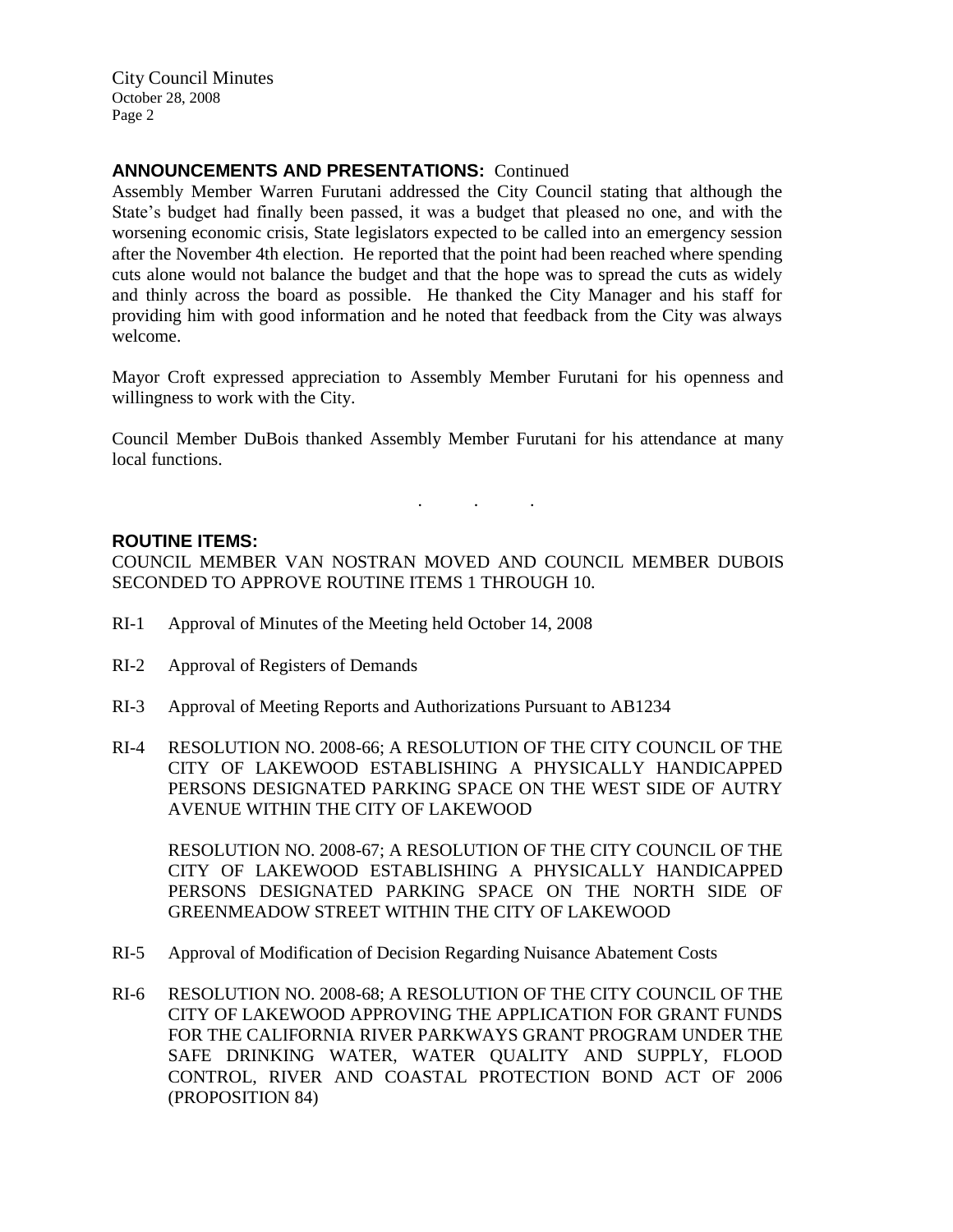## ANNOUNCEMENTS AND PRESENTATIONS: Continued

Assembly Member Warren Furutani addressed the City Council stating that although the State's budget had finally been passed, it was a budget that pleased no one, and with the worsening economic crisis, State legislators expected to be called into an emergency session after the November 4th election. He reported that the point had been reached where spending cuts alone would not balance the budget and that the hope was to spread the cuts as widely and thinly across the board as possible. He thanked the City Manager and his staff for providing him with good information and he noted that feedback from the City was always welcome.

Mayor Croft expressed appreciation to Assembly Member Furutani for his openness and willingness to work with the City.

Council Member DuBois thanked Assembly Member Furutani for his attendance at many local functions.

. . .

## ROUTINE ITEMS:

COUNCIL MEMBER VAN NOSTRAN MOVED AND COUNCIL MEMBER DUBOIS SECONDED TO APPROVE ROUTINE ITEMS 1 THROUGH 10.

RI-1 Approval of Minutes of the Meeting held October 14, 2008

RI-2 Approval of Registers of Demands

RI-3 Approval of Meeting Reports and Authorizations Pursuant to AB1234

RI-4 RESOLUTION NO. 2008-66; A RESOLUTION OF THE CITY COUNCIL OF THE CITY OF LAKEWOOD ESTABLISHING A PHYSICALLY HANDICAPPED PERSONS DESIGNATED PARKING SPACE ON THE WEST SIDE OF AUTRY AVENUE WITHIN THE CITY OF LAKEWOOD

RESOLUTION NO. 2008-67; A RESOLUTION OF THE CITY COUNCIL OF THE CITY OF LAKEWOOD ESTABLISHING A PHYSICALLY HANDICAPPED PERSONS DESIGNATED PARKING SPACE ON THE NORTH SIDE OF GREENMEADOW STREET WITHIN THE CITY OF LAKEWOOD

RI-5 Approval of Modification of Decision Regarding Nuisance Abatement Costs

RI-6 RESOLUTION NO. 2008-68; A RESOLUTION OF THE CITY COUNCIL OF THE CITY OF LAKEWOOD APPROVING THE APPLICATION FOR GRANT FUNDS FOR THE CALIFORNIA RIVER PARKWAYS GRANT PROGRAM UNDER THE SAFE DRINKING WATER, WATER QUALITY AND SUPPLY, FLOOD CONTROL, RIVER AND COASTAL PROTECTION BOND ACT OF 2006 (PROPOSITION 84)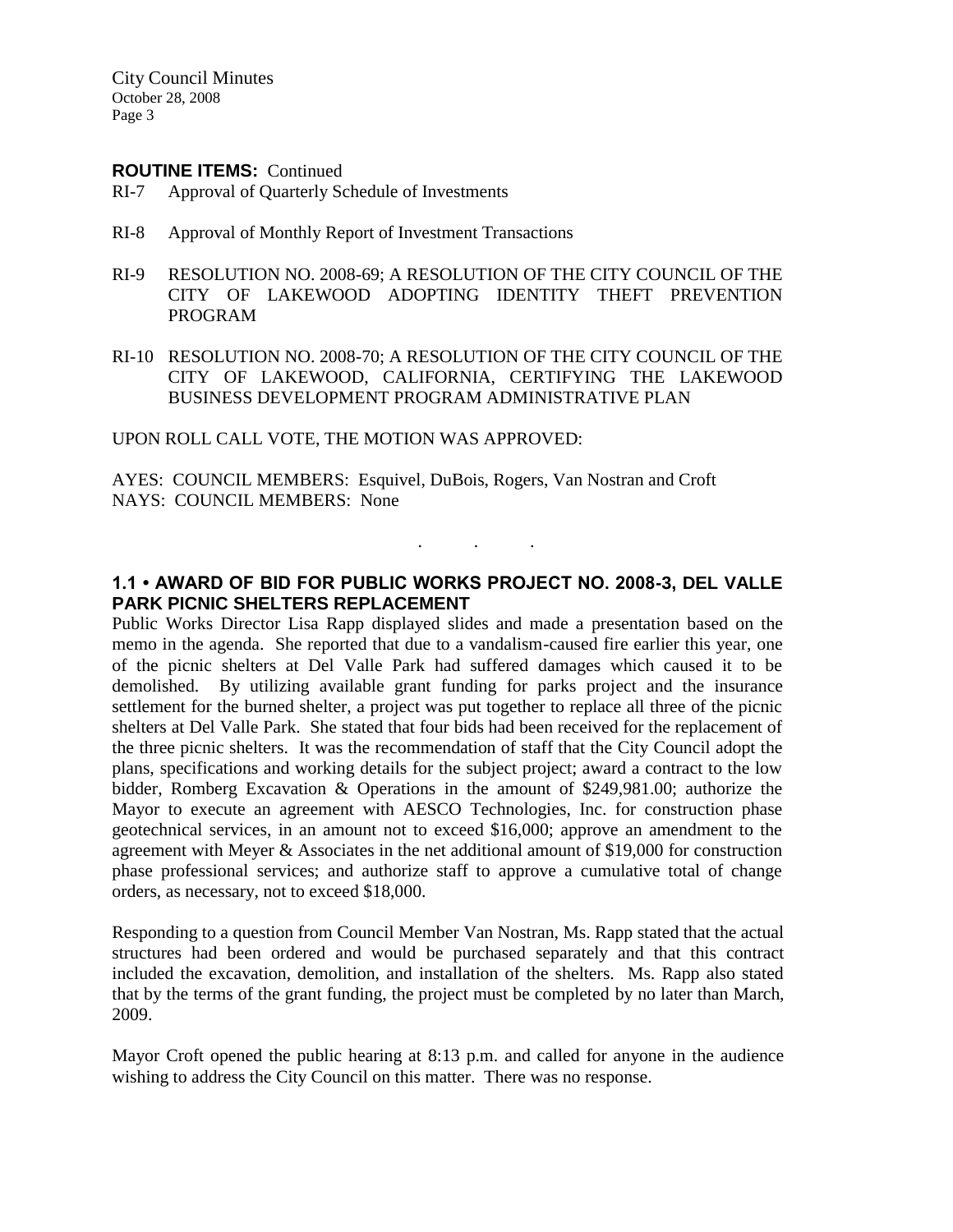**ROUTINE ITEMS:** Continued

RI-7 Approval of Quarterly Schedule of Investments

RI-8 Approval of Monthly Report of Investment Transactions

RI-9 RESOLUTION NO. 2008-69; A RESOLUTION OF THE CITY COUNCIL OF THE CITY OF LAKEWOOD ADOPTING IDENTITY THEFT PREVENTION PROGRAM

RI-10 RESOLUTION NO. 2008-70; A RESOLUTION OF THE CITY COUNCIL OF THE CITY OF LAKEWOOD, CALIFORNIA, CERTIFYING THE LAKEWOOD BUSINESS DEVELOPMENT PROGRAM ADMINISTRATIVE PLAN

UPON ROLL CALL VOTE, THE MOTION WAS APPROVED:

AYES: COUNCIL MEMBERS: Esquivel, DuBois, Rogers, Van Nostran and Croft
NAYS: COUNCIL MEMBERS: None

. . .

**1.1 • AWARD OF BID FOR PUBLIC WORKS PROJECT NO. 2008-3, DEL VALLE PARK PICNIC SHELTERS REPLACEMENT**

Public Works Director Lisa Rapp displayed slides and made a presentation based on the memo in the agenda. She reported that due to a vandalism-caused fire earlier this year, one of the picnic shelters at Del Valle Park had suffered damages which caused it to be demolished. By utilizing available grant funding for parks project and the insurance settlement for the burned shelter, a project was put together to replace all three of the picnic shelters at Del Valle Park. She stated that four bids had been received for the replacement of the three picnic shelters. It was the recommendation of staff that the City Council adopt the plans, specifications and working details for the subject project; award a contract to the low bidder, Romberg Excavation & Operations in the amount of $249,981.00; authorize the Mayor to execute an agreement with AESCO Technologies, Inc. for construction phase geotechnical services, in an amount not to exceed $16,000; approve an amendment to the agreement with Meyer & Associates in the net additional amount of $19,000 for construction phase professional services; and authorize staff to approve a cumulative total of change orders, as necessary, not to exceed $18,000.

Responding to a question from Council Member Van Nostran, Ms. Rapp stated that the actual structures had been ordered and would be purchased separately and that this contract included the excavation, demolition, and installation of the shelters. Ms. Rapp also stated that by the terms of the grant funding, the project must be completed by no later than March, 2009.

Mayor Croft opened the public hearing at 8:13 p.m. and called for anyone in the audience wishing to address the City Council on this matter. There was no response.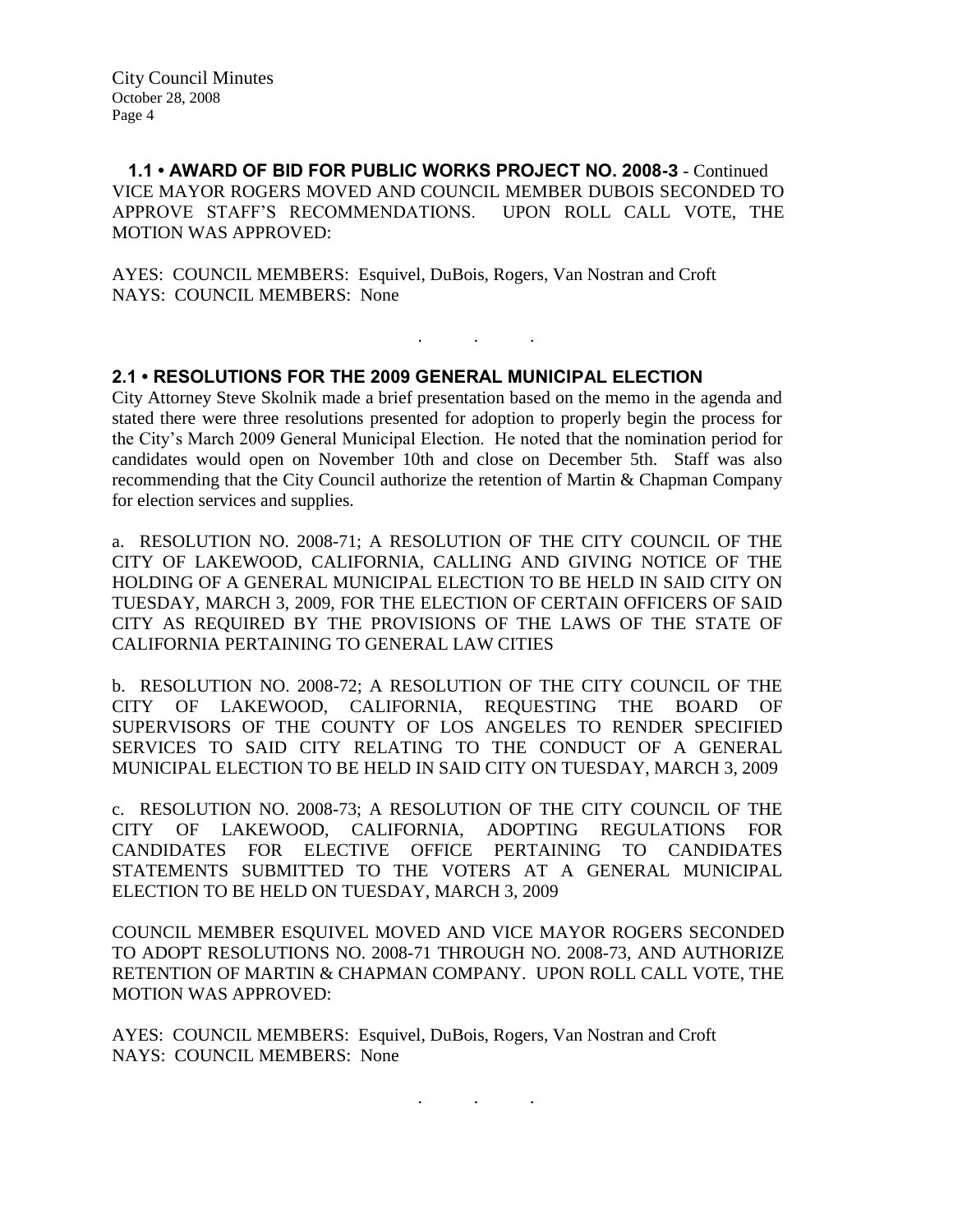**1.1 • AWARD OF BID FOR PUBLIC WORKS PROJECT NO. 2008-3** - Continued
VICE MAYOR ROGERS MOVED AND COUNCIL MEMBER DUBOIS SECONDED TO APPROVE STAFF'S RECOMMENDATIONS. UPON ROLL CALL VOTE, THE MOTION WAS APPROVED:

AYES: COUNCIL MEMBERS: Esquivel, DuBois, Rogers, Van Nostran and Croft
NAYS: COUNCIL MEMBERS: None

. . .

**2.1 • RESOLUTIONS FOR THE 2009 GENERAL MUNICIPAL ELECTION**

City Attorney Steve Skolnik made a brief presentation based on the memo in the agenda and stated there were three resolutions presented for adoption to properly begin the process for the City's March 2009 General Municipal Election. He noted that the nomination period for candidates would open on November 10th and close on December 5th. Staff was also recommending that the City Council authorize the retention of Martin & Chapman Company for election services and supplies.

a. RESOLUTION NO. 2008-71; A RESOLUTION OF THE CITY COUNCIL OF THE CITY OF LAKEWOOD, CALIFORNIA, CALLING AND GIVING NOTICE OF THE HOLDING OF A GENERAL MUNICIPAL ELECTION TO BE HELD IN SAID CITY ON TUESDAY, MARCH 3, 2009, FOR THE ELECTION OF CERTAIN OFFICERS OF SAID CITY AS REQUIRED BY THE PROVISIONS OF THE LAWS OF THE STATE OF CALIFORNIA PERTAINING TO GENERAL LAW CITIES

b. RESOLUTION NO. 2008-72; A RESOLUTION OF THE CITY COUNCIL OF THE CITY OF LAKEWOOD, CALIFORNIA, REQUESTING THE BOARD OF SUPERVISORS OF THE COUNTY OF LOS ANGELES TO RENDER SPECIFIED SERVICES TO SAID CITY RELATING TO THE CONDUCT OF A GENERAL MUNICIPAL ELECTION TO BE HELD IN SAID CITY ON TUESDAY, MARCH 3, 2009

c. RESOLUTION NO. 2008-73; A RESOLUTION OF THE CITY COUNCIL OF THE CITY OF LAKEWOOD, CALIFORNIA, ADOPTING REGULATIONS FOR CANDIDATES FOR ELECTIVE OFFICE PERTAINING TO CANDIDATES STATEMENTS SUBMITTED TO THE VOTERS AT A GENERAL MUNICIPAL ELECTION TO BE HELD ON TUESDAY, MARCH 3, 2009

COUNCIL MEMBER ESQUIVEL MOVED AND VICE MAYOR ROGERS SECONDED TO ADOPT RESOLUTIONS NO. 2008-71 THROUGH NO. 2008-73, AND AUTHORIZE RETENTION OF MARTIN & CHAPMAN COMPANY. UPON ROLL CALL VOTE, THE MOTION WAS APPROVED:

AYES: COUNCIL MEMBERS: Esquivel, DuBois, Rogers, Van Nostran and Croft
NAYS: COUNCIL MEMBERS: None

. . .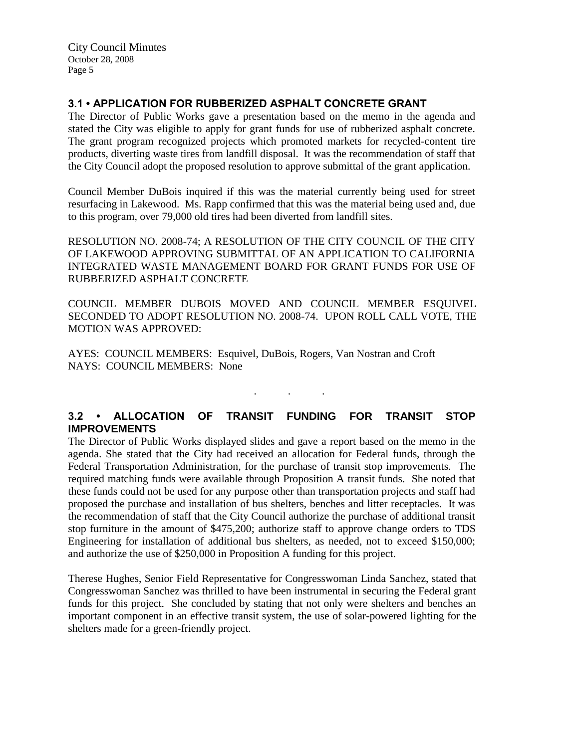### 3.1 • APPLICATION FOR RUBBERIZED ASPHALT CONCRETE GRANT

The Director of Public Works gave a presentation based on the memo in the agenda and stated the City was eligible to apply for grant funds for use of rubberized asphalt concrete. The grant program recognized projects which promoted markets for recycled-content tire products, diverting waste tires from landfill disposal. It was the recommendation of staff that the City Council adopt the proposed resolution to approve submittal of the grant application.

Council Member DuBois inquired if this was the material currently being used for street resurfacing in Lakewood. Ms. Rapp confirmed that this was the material being used and, due to this program, over 79,000 old tires had been diverted from landfill sites.

RESOLUTION NO. 2008-74; A RESOLUTION OF THE CITY COUNCIL OF THE CITY OF LAKEWOOD APPROVING SUBMITTAL OF AN APPLICATION TO CALIFORNIA INTEGRATED WASTE MANAGEMENT BOARD FOR GRANT FUNDS FOR USE OF RUBBERIZED ASPHALT CONCRETE

COUNCIL MEMBER DUBOIS MOVED AND COUNCIL MEMBER ESQUIVEL SECONDED TO ADOPT RESOLUTION NO. 2008-74. UPON ROLL CALL VOTE, THE MOTION WAS APPROVED:

AYES: COUNCIL MEMBERS: Esquivel, DuBois, Rogers, Van Nostran and Croft
NAYS: COUNCIL MEMBERS: None

. . .

### 3.2 • ALLOCATION OF TRANSIT FUNDING FOR TRANSIT STOP IMPROVEMENTS

The Director of Public Works displayed slides and gave a report based on the memo in the agenda. She stated that the City had received an allocation for Federal funds, through the Federal Transportation Administration, for the purchase of transit stop improvements. The required matching funds were available through Proposition A transit funds. She noted that these funds could not be used for any purpose other than transportation projects and staff had proposed the purchase and installation of bus shelters, benches and litter receptacles. It was the recommendation of staff that the City Council authorize the purchase of additional transit stop furniture in the amount of $475,200; authorize staff to approve change orders to TDS Engineering for installation of additional bus shelters, as needed, not to exceed $150,000; and authorize the use of $250,000 in Proposition A funding for this project.

Therese Hughes, Senior Field Representative for Congresswoman Linda Sanchez, stated that Congresswoman Sanchez was thrilled to have been instrumental in securing the Federal grant funds for this project. She concluded by stating that not only were shelters and benches an important component in an effective transit system, the use of solar-powered lighting for the shelters made for a green-friendly project.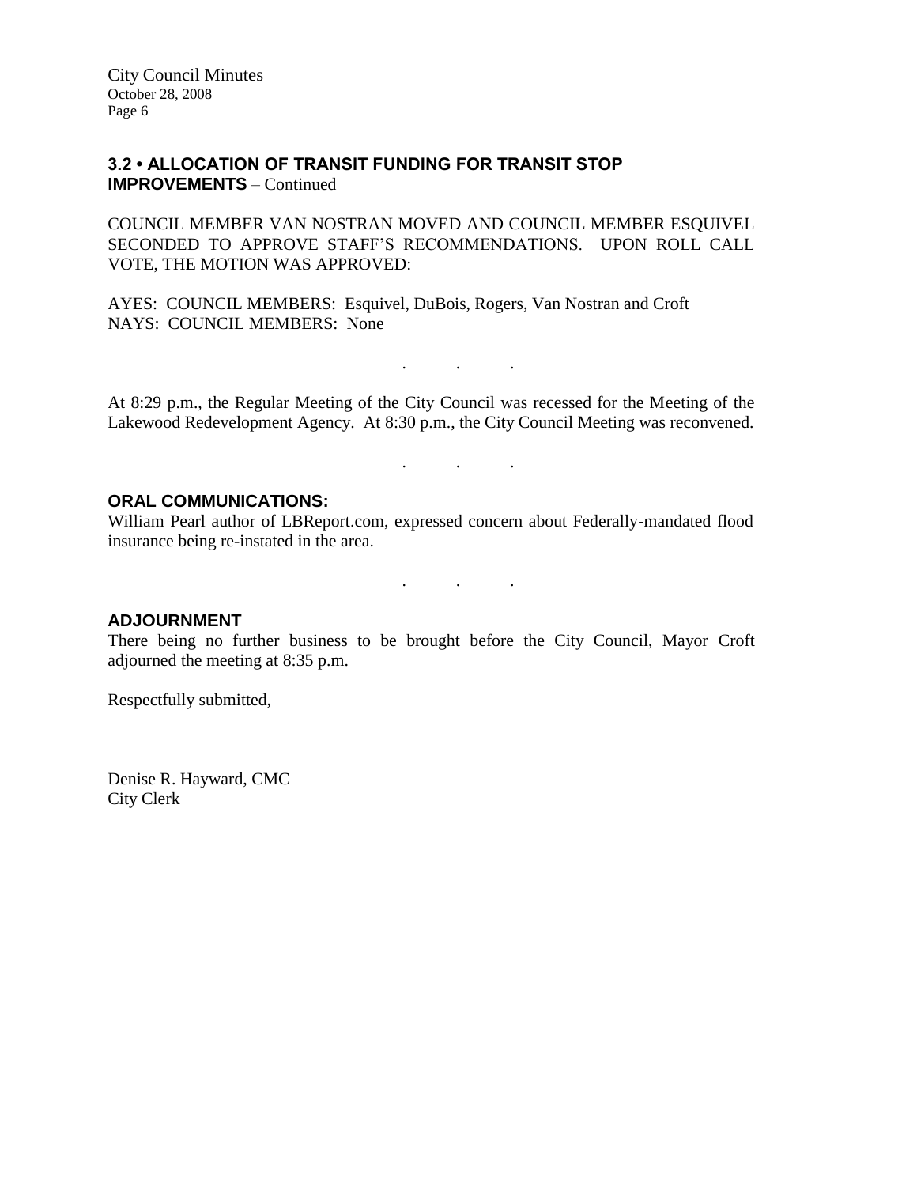### 3.2 • ALLOCATION OF TRANSIT FUNDING FOR TRANSIT STOP IMPROVEMENTS – Continued

COUNCIL MEMBER VAN NOSTRAN MOVED AND COUNCIL MEMBER ESQUIVEL SECONDED TO APPROVE STAFF'S RECOMMENDATIONS. UPON ROLL CALL VOTE, THE MOTION WAS APPROVED:

AYES: COUNCIL MEMBERS: Esquivel, DuBois, Rogers, Van Nostran and Croft
NAYS: COUNCIL MEMBERS: None

. . .

At 8:29 p.m., the Regular Meeting of the City Council was recessed for the Meeting of the Lakewood Redevelopment Agency. At 8:30 p.m., the City Council Meeting was reconvened.

. . .

### ORAL COMMUNICATIONS:

William Pearl author of LBReport.com, expressed concern about Federally-mandated flood insurance being re-instated in the area.

. . .

### ADJOURNMENT

There being no further business to be brought before the City Council, Mayor Croft adjourned the meeting at 8:35 p.m.

Respectfully submitted,

Denise R. Hayward, CMC
City Clerk